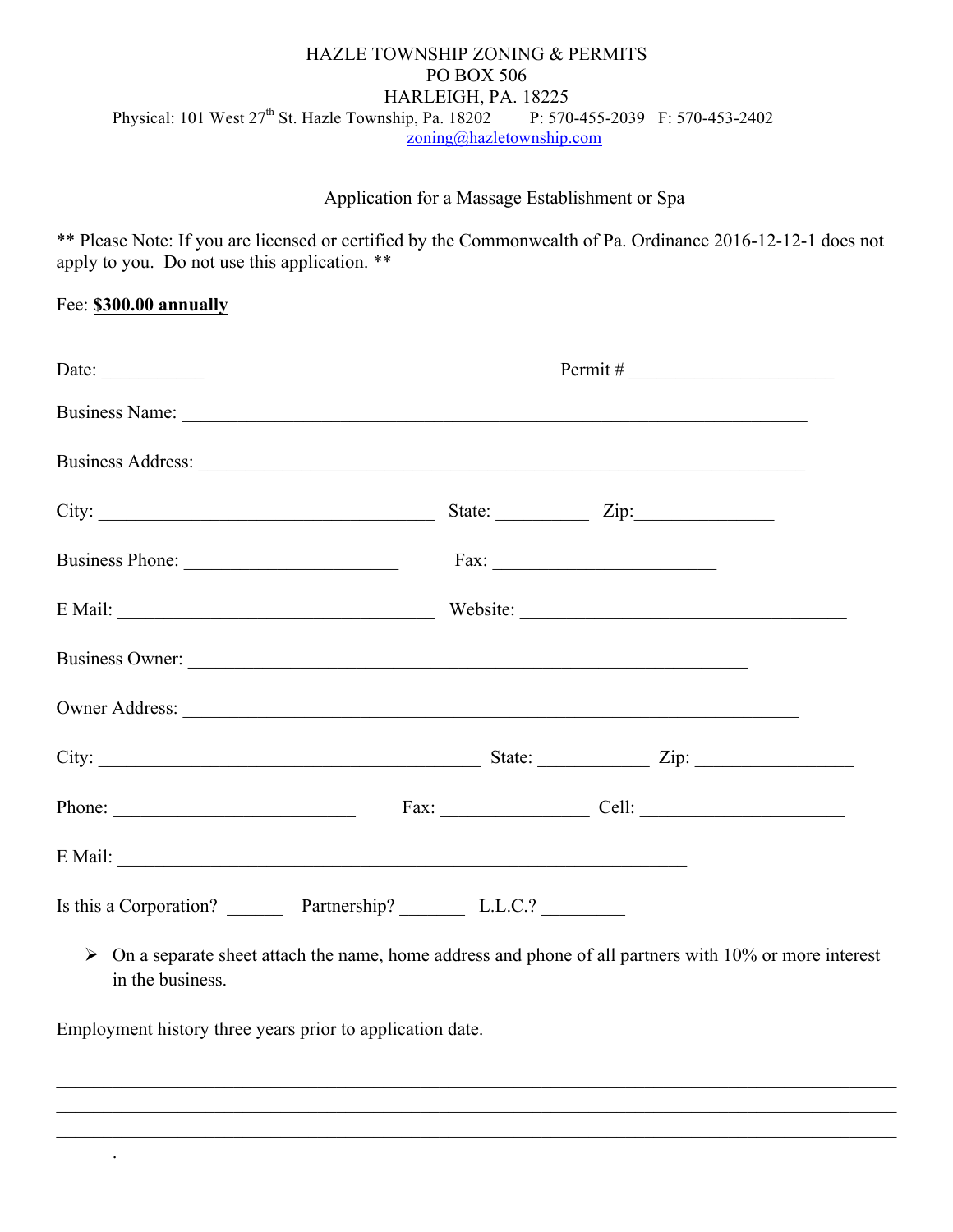HAZLE TOWNSHIP ZONING & PERMITS
PO BOX 506
HARLEIGH, PA. 18225
Physical: 101 West 27th St. Hazle Township, Pa. 18202 P: 570-455-2039 F: 570-453-2402
zoning@hazletownship.com

## Application for a Massage Establishment or Spa

** Please Note: If you are licensed or certified by the Commonwealth of Pa. Ordinance 2016-12-12-1 does not apply to you. Do not use this application. **

Fee: **$300.00 annually**

Date: ___________ Permit # ______________________

Business Name: ____________________________________________________________________

Business Address: __________________________________________________________________

City: _____________________________________ State: __________ Zip:_______________

Business Phone: _______________________ Fax: ________________________

E Mail: ___________________________________ Website: ___________________________________

Business Owner: ____________________________________________________________

Owner Address: ___________________________________________________________________

City: __________________________________________ State: ____________ Zip: _________________

Phone: __________________________ Fax: _______________ Cell: ______________________

E Mail: ______________________________________________________________

Is this a Corporation? ______ Partnership? _______ L.L.C.? _________

- On a separate sheet attach the name, home address and phone of all partners with 10% or more interest in the business.

Employment history three years prior to application date.

______________________________________________________________________________________________

______________________________________________________________________________________________

______________________________________________________________________________________________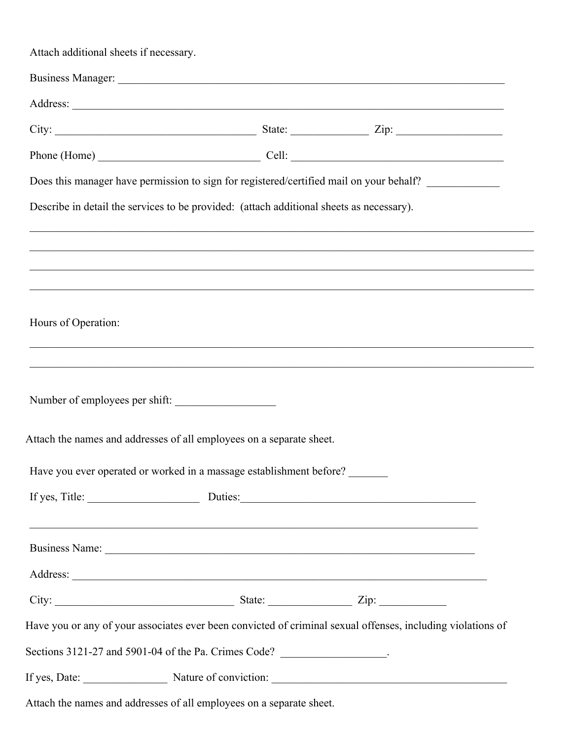Attach additional sheets if necessary.

Business Manager: ___________________________________________________________________________

Address: _________________________________________________________________________________

City: ______________________________________ State: ______________ Zip: ___________________

Phone (Home) ______________________________ Cell: ________________________________________

Does this manager have permission to sign for registered/certified mail on your behalf? _____________

Describe in detail the services to be provided: (attach additional sheets as necessary).

_____________________________________________________________________________________________

_____________________________________________________________________________________________

_____________________________________________________________________________________________

_____________________________________________________________________________________________

Hours of Operation:

_____________________________________________________________________________________________

_____________________________________________________________________________________________

Number of employees per shift: __________________

Attach the names and addresses of all employees on a separate sheet.

Have you ever operated or worked in a massage establishment before? _______

If yes, Title: ____________________ Duties:____________________________________________

_____________________________________________________________________________________

Business Name: ______________________________________________________________________

Address: _______________________________________________________________________________

City: _________________________________ State: _______________ Zip: ____________

Have you or any of your associates ever been convicted of criminal sexual offenses, including violations of Sections 3121-27 and 5901-04 of the Pa. Crimes Code? ___________________.

If yes, Date: _______________ Nature of conviction: ____________________________________________

Attach the names and addresses of all employees on a separate sheet.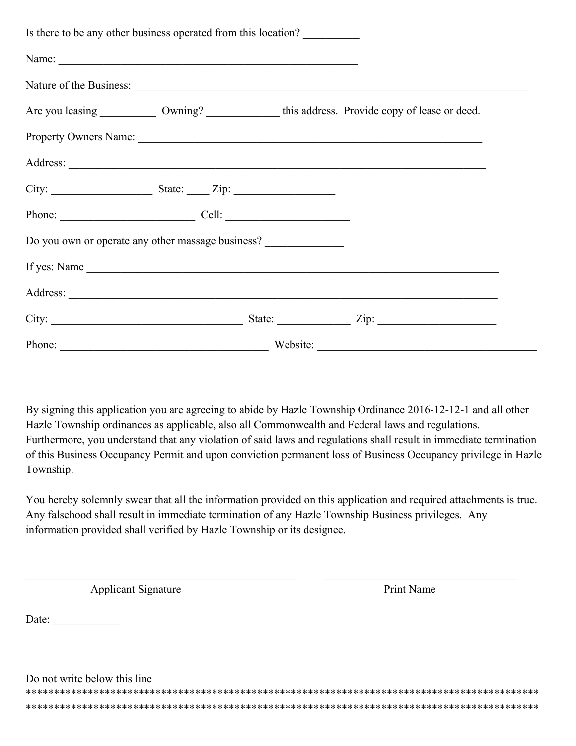Is there to be any other business operated from this location? __________

Name: _______________________________________________________

Nature of the Business: _________________________________________________________________________

Are you leasing __________ Owning? _____________ this address. Provide copy of lease or deed.

Property Owners Name: ________________________________________________________________

Address: _____________________________________________________________________________

City: __________________ State: ____ Zip: _________________

Phone: ________________________ Cell: _____________________

Do you own or operate any other massage business? ______________

If yes: Name ____________________________________________________________________________

Address: _______________________________________________________________________________

City: __________________________________ State: _____________ Zip: _____________________

Phone: _____________________________________ Website: ________________________________________

By signing this application you are agreeing to abide by Hazle Township Ordinance 2016-12-12-1 and all other Hazle Township ordinances as applicable, also all Commonwealth and Federal laws and regulations. Furthermore, you understand that any violation of said laws and regulations shall result in immediate termination of this Business Occupancy Permit and upon conviction permanent loss of Business Occupancy privilege in Hazle Township.

You hereby solemnly swear that all the information provided on this application and required attachments is true. Any falsehood shall result in immediate termination of any Hazle Township Business privileges. Any information provided shall verified by Hazle Township or its designee.

_________________________________________________ ___________________________________

Applicant Signature Print Name

Date: ____________

Do not write below this line

*********************************************************************************************
*********************************************************************************************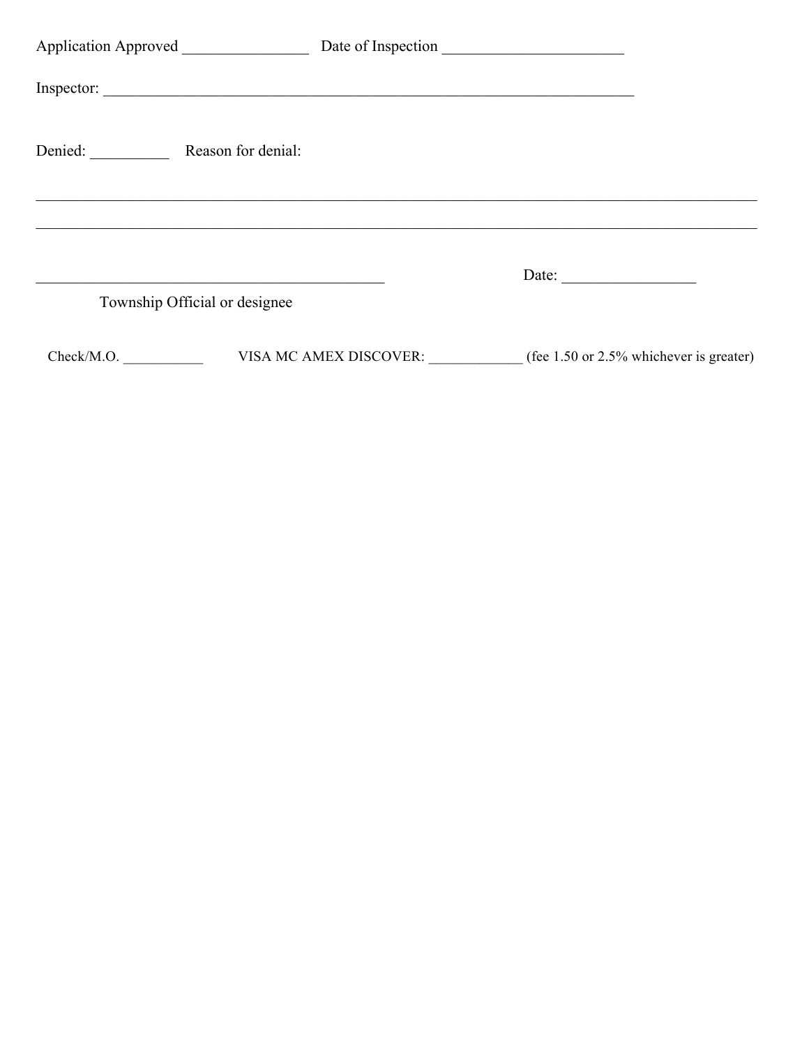Application Approved ________________ Date of Inspection _______________________

Inspector: ____________________________________________________________________

Denied: __________ Reason for denial:

_____________________________________________________________________________________________

_____________________________________________________________________________________________

_____________________________________________ Date: _________________

Township Official or designee

Check/M.O. ___________ VISA MC AMEX DISCOVER: _____________ (fee 1.50 or 2.5% whichever is greater)